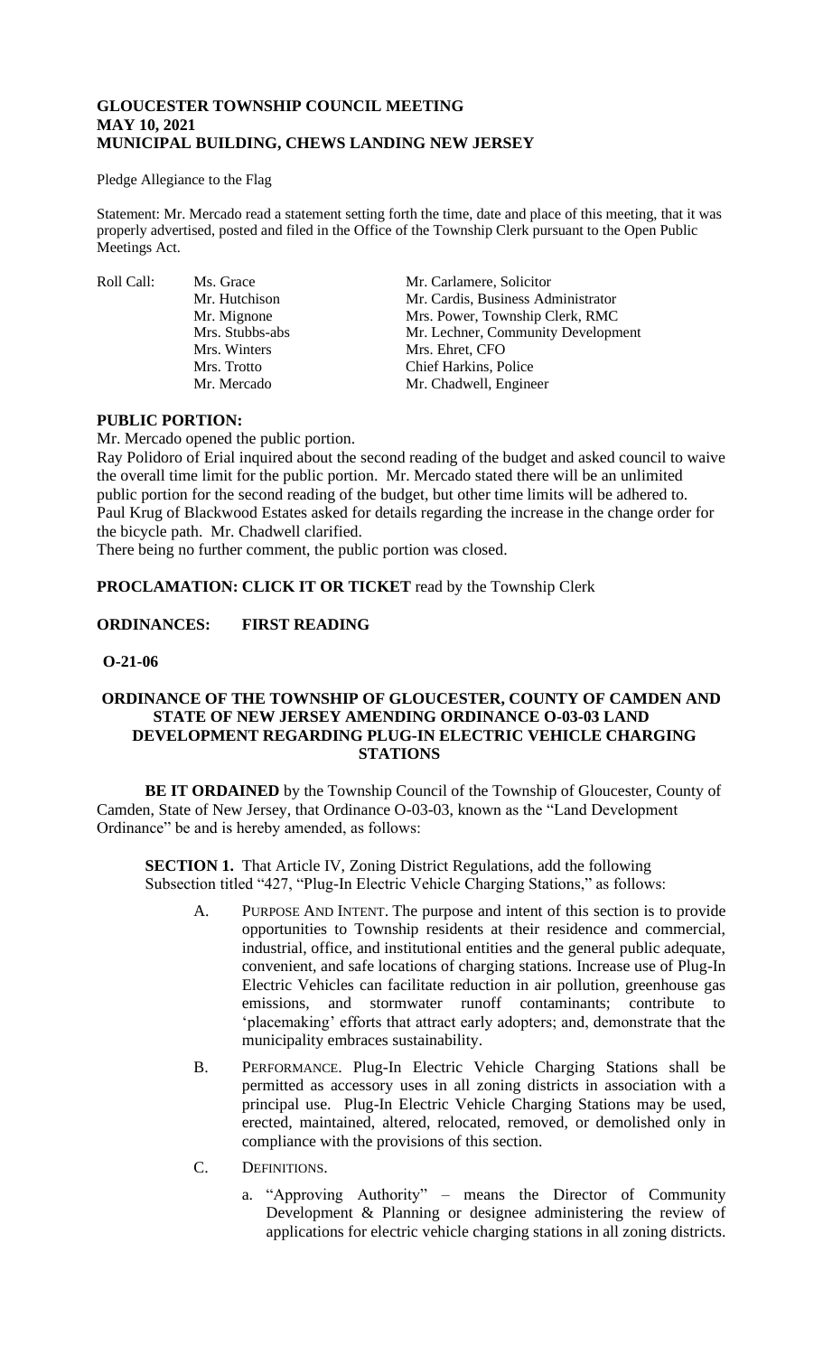**GLOUCESTER TOWNSHIP COUNCIL MEETING**
**MAY 10, 2021**
**MUNICIPAL BUILDING, CHEWS LANDING NEW JERSEY**

Pledge Allegiance to the Flag

Statement: Mr. Mercado read a statement setting forth the time, date and place of this meeting, that it was properly advertised, posted and filed in the Office of the Township Clerk pursuant to the Open Public Meetings Act.

| | | |
|---|---|---|
| Roll Call: | Ms. Grace | Mr. Carlamere, Solicitor |
| | Mr. Hutchison | Mr. Cardis, Business Administrator |
| | Mr. Mignone | Mrs. Power, Township Clerk, RMC |
| | Mrs. Stubbs-abs | Mr. Lechner, Community Development |
| | Mrs. Winters | Mrs. Ehret, CFO |
| | Mrs. Trotto | Chief Harkins, Police |
| | Mr. Mercado | Mr. Chadwell, Engineer |

**PUBLIC PORTION:**

Mr. Mercado opened the public portion.

Ray Polidoro of Erial inquired about the second reading of the budget and asked council to waive the overall time limit for the public portion. Mr. Mercado stated there will be an unlimited public portion for the second reading of the budget, but other time limits will be adhered to.

Paul Krug of Blackwood Estates asked for details regarding the increase in the change order for the bicycle path. Mr. Chadwell clarified.

There being no further comment, the public portion was closed.

**PROCLAMATION: CLICK IT OR TICKET** read by the Township Clerk

**ORDINANCES: FIRST READING**

**O-21-06**

**ORDINANCE OF THE TOWNSHIP OF GLOUCESTER, COUNTY OF CAMDEN AND STATE OF NEW JERSEY AMENDING ORDINANCE O-03-03 LAND DEVELOPMENT REGARDING PLUG-IN ELECTRIC VEHICLE CHARGING STATIONS**

**BE IT ORDAINED** by the Township Council of the Township of Gloucester, County of Camden, State of New Jersey, that Ordinance O-03-03, known as the "Land Development Ordinance" be and is hereby amended, as follows:

**SECTION 1.** That Article IV, Zoning District Regulations, add the following Subsection titled "427, "Plug-In Electric Vehicle Charging Stations," as follows:

A. PURPOSE AND INTENT. The purpose and intent of this section is to provide opportunities to Township residents at their residence and commercial, industrial, office, and institutional entities and the general public adequate, convenient, and safe locations of charging stations. Increase use of Plug-In Electric Vehicles can facilitate reduction in air pollution, greenhouse gas emissions, and stormwater runoff contaminants; contribute to 'placemaking' efforts that attract early adopters; and, demonstrate that the municipality embraces sustainability.

B. PERFORMANCE. Plug-In Electric Vehicle Charging Stations shall be permitted as accessory uses in all zoning districts in association with a principal use. Plug-In Electric Vehicle Charging Stations may be used, erected, maintained, altered, relocated, removed, or demolished only in compliance with the provisions of this section.

C. DEFINITIONS.

a. "Approving Authority" – means the Director of Community Development & Planning or designee administering the review of applications for electric vehicle charging stations in all zoning districts.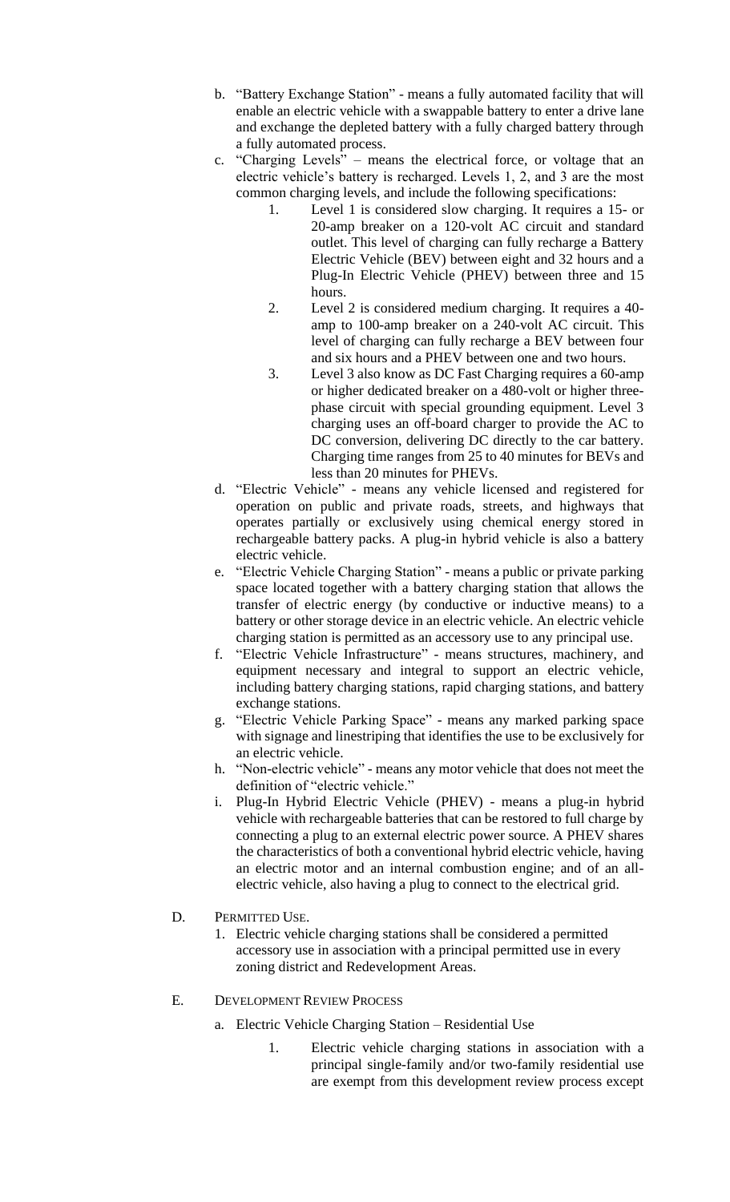b. "Battery Exchange Station" - means a fully automated facility that will enable an electric vehicle with a swappable battery to enter a drive lane and exchange the depleted battery with a fully charged battery through a fully automated process.

c. "Charging Levels" – means the electrical force, or voltage that an electric vehicle's battery is recharged. Levels 1, 2, and 3 are the most common charging levels, and include the following specifications:

   1. Level 1 is considered slow charging. It requires a 15- or 20-amp breaker on a 120-volt AC circuit and standard outlet. This level of charging can fully recharge a Battery Electric Vehicle (BEV) between eight and 32 hours and a Plug-In Electric Vehicle (PHEV) between three and 15 hours.
   2. Level 2 is considered medium charging. It requires a 40-amp to 100-amp breaker on a 240-volt AC circuit. This level of charging can fully recharge a BEV between four and six hours and a PHEV between one and two hours.
   3. Level 3 also know as DC Fast Charging requires a 60-amp or higher dedicated breaker on a 480-volt or higher three-phase circuit with special grounding equipment. Level 3 charging uses an off-board charger to provide the AC to DC conversion, delivering DC directly to the car battery. Charging time ranges from 25 to 40 minutes for BEVs and less than 20 minutes for PHEVs.

d. "Electric Vehicle" - means any vehicle licensed and registered for operation on public and private roads, streets, and highways that operates partially or exclusively using chemical energy stored in rechargeable battery packs. A plug-in hybrid vehicle is also a battery electric vehicle.

e. "Electric Vehicle Charging Station" - means a public or private parking space located together with a battery charging station that allows the transfer of electric energy (by conductive or inductive means) to a battery or other storage device in an electric vehicle. An electric vehicle charging station is permitted as an accessory use to any principal use.

f. "Electric Vehicle Infrastructure" - means structures, machinery, and equipment necessary and integral to support an electric vehicle, including battery charging stations, rapid charging stations, and battery exchange stations.

g. "Electric Vehicle Parking Space" - means any marked parking space with signage and linestriping that identifies the use to be exclusively for an electric vehicle.

h. "Non-electric vehicle" - means any motor vehicle that does not meet the definition of "electric vehicle."

i. Plug-In Hybrid Electric Vehicle (PHEV) - means a plug-in hybrid vehicle with rechargeable batteries that can be restored to full charge by connecting a plug to an external electric power source. A PHEV shares the characteristics of both a conventional hybrid electric vehicle, having an electric motor and an internal combustion engine; and of an all-electric vehicle, also having a plug to connect to the electrical grid.

D. PERMITTED USE.

   1. Electric vehicle charging stations shall be considered a permitted accessory use in association with a principal permitted use in every zoning district and Redevelopment Areas.

E. DEVELOPMENT REVIEW PROCESS

   a. Electric Vehicle Charging Station – Residential Use

      1. Electric vehicle charging stations in association with a principal single-family and/or two-family residential use are exempt from this development review process except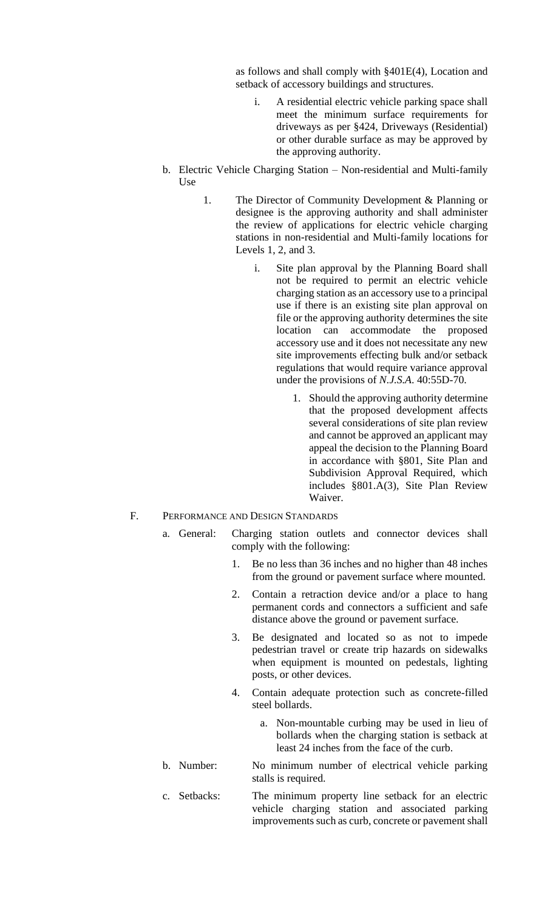as follows and shall comply with §401E(4), Location and setback of accessory buildings and structures.

i. A residential electric vehicle parking space shall meet the minimum surface requirements for driveways as per §424, Driveways (Residential) or other durable surface as may be approved by the approving authority.

b. Electric Vehicle Charging Station – Non-residential and Multi-family Use

1. The Director of Community Development & Planning or designee is the approving authority and shall administer the review of applications for electric vehicle charging stations in non-residential and Multi-family locations for Levels 1, 2, and 3.

   i. Site plan approval by the Planning Board shall not be required to permit an electric vehicle charging station as an accessory use to a principal use if there is an existing site plan approval on file or the approving authority determines the site location can accommodate the proposed accessory use and it does not necessitate any new site improvements effecting bulk and/or setback regulations that would require variance approval under the provisions of *N.J.S.A.* 40:55D-70.

      1. Should the approving authority determine that the proposed development affects several considerations of site plan review and cannot be approved an applicant may appeal the decision to the Planning Board in accordance with §801, Site Plan and Subdivision Approval Required, which includes §801.A(3), Site Plan Review Waiver.

F. PERFORMANCE AND DESIGN STANDARDS

a. General: Charging station outlets and connector devices shall comply with the following:

1. Be no less than 36 inches and no higher than 48 inches from the ground or pavement surface where mounted.
2. Contain a retraction device and/or a place to hang permanent cords and connectors a sufficient and safe distance above the ground or pavement surface.
3. Be designated and located so as not to impede pedestrian travel or create trip hazards on sidewalks when equipment is mounted on pedestals, lighting posts, or other devices.
4. Contain adequate protection such as concrete-filled steel bollards.

   a. Non-mountable curbing may be used in lieu of bollards when the charging station is setback at least 24 inches from the face of the curb.

b. Number: No minimum number of electrical vehicle parking stalls is required.

c. Setbacks: The minimum property line setback for an electric vehicle charging station and associated parking improvements such as curb, concrete or pavement shall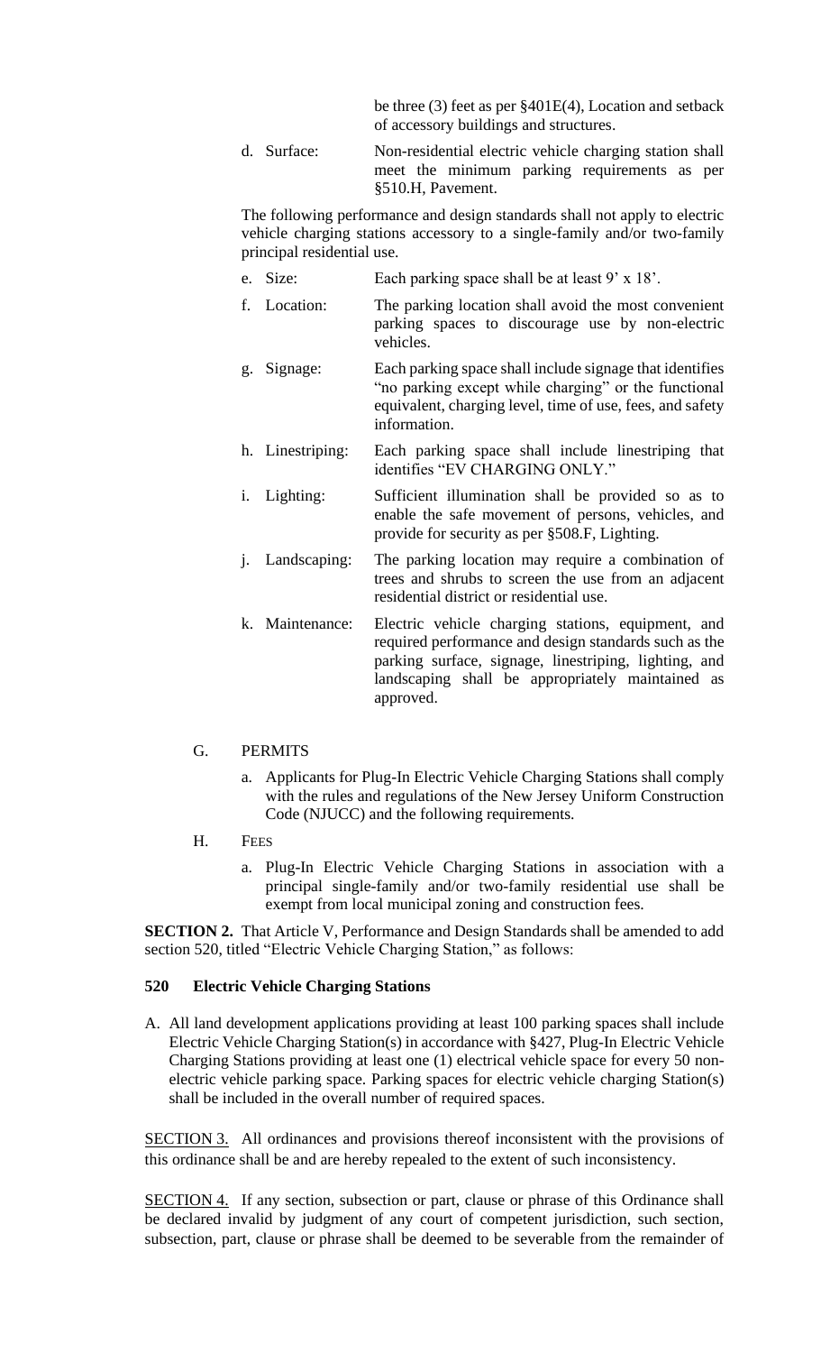be three (3) feet as per §401E(4), Location and setback of accessory buildings and structures.

d. Surface: Non-residential electric vehicle charging station shall meet the minimum parking requirements as per §510.H, Pavement.

The following performance and design standards shall not apply to electric vehicle charging stations accessory to a single-family and/or two-family principal residential use.

e. Size: Each parking space shall be at least 9' x 18'.

f. Location: The parking location shall avoid the most convenient parking spaces to discourage use by non-electric vehicles.

g. Signage: Each parking space shall include signage that identifies "no parking except while charging" or the functional equivalent, charging level, time of use, fees, and safety information.

h. Linestriping: Each parking space shall include linestriping that identifies "EV CHARGING ONLY."

i. Lighting: Sufficient illumination shall be provided so as to enable the safe movement of persons, vehicles, and provide for security as per §508.F, Lighting.

j. Landscaping: The parking location may require a combination of trees and shrubs to screen the use from an adjacent residential district or residential use.

k. Maintenance: Electric vehicle charging stations, equipment, and required performance and design standards such as the parking surface, signage, linestriping, lighting, and landscaping shall be appropriately maintained as approved.

G. PERMITS

a. Applicants for Plug-In Electric Vehicle Charging Stations shall comply with the rules and regulations of the New Jersey Uniform Construction Code (NJUCC) and the following requirements.

H. FEES

a. Plug-In Electric Vehicle Charging Stations in association with a principal single-family and/or two-family residential use shall be exempt from local municipal zoning and construction fees.

**SECTION 2.** That Article V, Performance and Design Standards shall be amended to add section 520, titled "Electric Vehicle Charging Station," as follows:

**520 Electric Vehicle Charging Stations**

A. All land development applications providing at least 100 parking spaces shall include Electric Vehicle Charging Station(s) in accordance with §427, Plug-In Electric Vehicle Charging Stations providing at least one (1) electrical vehicle space for every 50 non-electric vehicle parking space. Parking spaces for electric vehicle charging Station(s) shall be included in the overall number of required spaces.

SECTION 3. All ordinances and provisions thereof inconsistent with the provisions of this ordinance shall be and are hereby repealed to the extent of such inconsistency.

SECTION 4. If any section, subsection or part, clause or phrase of this Ordinance shall be declared invalid by judgment of any court of competent jurisdiction, such section, subsection, part, clause or phrase shall be deemed to be severable from the remainder of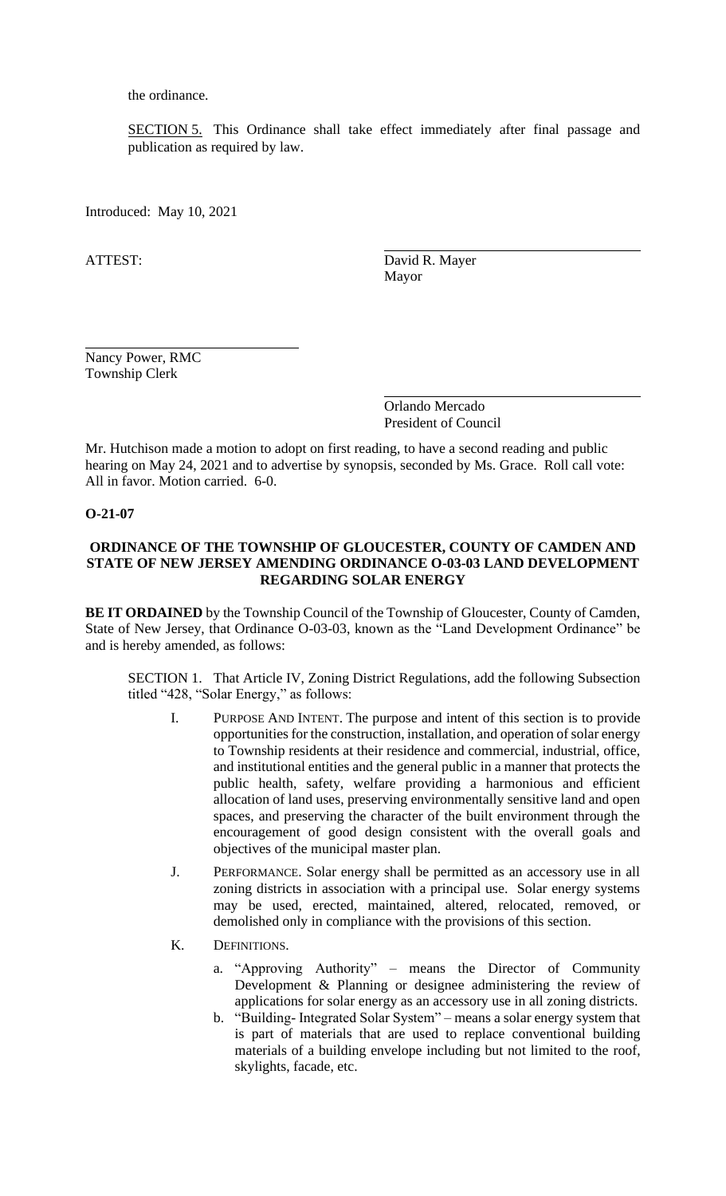the ordinance.

SECTION 5. This Ordinance shall take effect immediately after final passage and publication as required by law.

Introduced: May 10, 2021

ATTEST:

David R. Mayer
Mayor

Nancy Power, RMC
Township Clerk

Orlando Mercado
President of Council

Mr. Hutchison made a motion to adopt on first reading, to have a second reading and public hearing on May 24, 2021 and to advertise by synopsis, seconded by Ms. Grace. Roll call vote: All in favor. Motion carried. 6-0.

**O-21-07**

**ORDINANCE OF THE TOWNSHIP OF GLOUCESTER, COUNTY OF CAMDEN AND STATE OF NEW JERSEY AMENDING ORDINANCE O-03-03 LAND DEVELOPMENT REGARDING SOLAR ENERGY**

**BE IT ORDAINED** by the Township Council of the Township of Gloucester, County of Camden, State of New Jersey, that Ordinance O-03-03, known as the "Land Development Ordinance" be and is hereby amended, as follows:

SECTION 1. That Article IV, Zoning District Regulations, add the following Subsection titled "428, "Solar Energy," as follows:

I. PURPOSE AND INTENT. The purpose and intent of this section is to provide opportunities for the construction, installation, and operation of solar energy to Township residents at their residence and commercial, industrial, office, and institutional entities and the general public in a manner that protects the public health, safety, welfare providing a harmonious and efficient allocation of land uses, preserving environmentally sensitive land and open spaces, and preserving the character of the built environment through the encouragement of good design consistent with the overall goals and objectives of the municipal master plan.

J. PERFORMANCE. Solar energy shall be permitted as an accessory use in all zoning districts in association with a principal use. Solar energy systems may be used, erected, maintained, altered, relocated, removed, or demolished only in compliance with the provisions of this section.

K. DEFINITIONS.

   a. "Approving Authority" – means the Director of Community Development & Planning or designee administering the review of applications for solar energy as an accessory use in all zoning districts.
   b. "Building- Integrated Solar System" – means a solar energy system that is part of materials that are used to replace conventional building materials of a building envelope including but not limited to the roof, skylights, facade, etc.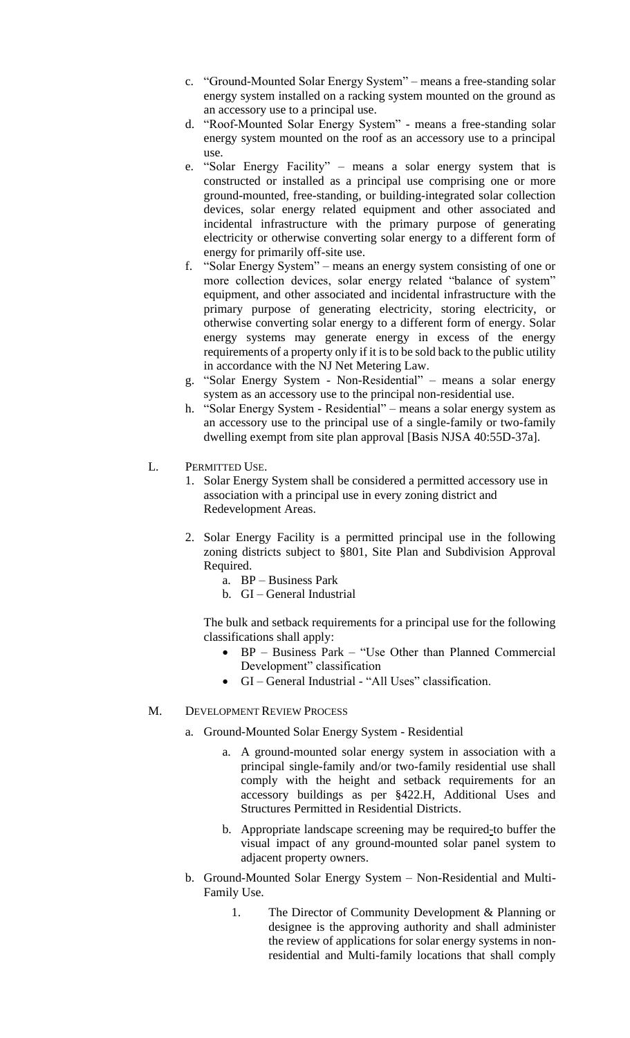c. "Ground-Mounted Solar Energy System" – means a free-standing solar energy system installed on a racking system mounted on the ground as an accessory use to a principal use.

d. "Roof-Mounted Solar Energy System" - means a free-standing solar energy system mounted on the roof as an accessory use to a principal use.

e. "Solar Energy Facility" – means a solar energy system that is constructed or installed as a principal use comprising one or more ground-mounted, free-standing, or building-integrated solar collection devices, solar energy related equipment and other associated and incidental infrastructure with the primary purpose of generating electricity or otherwise converting solar energy to a different form of energy for primarily off-site use.

f. "Solar Energy System" – means an energy system consisting of one or more collection devices, solar energy related "balance of system" equipment, and other associated and incidental infrastructure with the primary purpose of generating electricity, storing electricity, or otherwise converting solar energy to a different form of energy. Solar energy systems may generate energy in excess of the energy requirements of a property only if it is to be sold back to the public utility in accordance with the NJ Net Metering Law.

g. "Solar Energy System - Non-Residential" – means a solar energy system as an accessory use to the principal non-residential use.

h. "Solar Energy System - Residential" – means a solar energy system as an accessory use to the principal use of a single-family or two-family dwelling exempt from site plan approval [Basis NJSA 40:55D-37a].

L. PERMITTED USE.

1. Solar Energy System shall be considered a permitted accessory use in association with a principal use in every zoning district and Redevelopment Areas.

2. Solar Energy Facility is a permitted principal use in the following zoning districts subject to §801, Site Plan and Subdivision Approval Required.
   a. BP – Business Park
   b. GI – General Industrial

   The bulk and setback requirements for a principal use for the following classifications shall apply:
   - BP – Business Park – "Use Other than Planned Commercial Development" classification
   - GI – General Industrial - "All Uses" classification.

M. DEVELOPMENT REVIEW PROCESS

a. Ground-Mounted Solar Energy System - Residential

   a. A ground-mounted solar energy system in association with a principal single-family and/or two-family residential use shall comply with the height and setback requirements for an accessory buildings as per §422.H, Additional Uses and Structures Permitted in Residential Districts.

   b. Appropriate landscape screening may be required to buffer the visual impact of any ground-mounted solar panel system to adjacent property owners.

b. Ground-Mounted Solar Energy System – Non-Residential and Multi-Family Use.

   1. The Director of Community Development & Planning or designee is the approving authority and shall administer the review of applications for solar energy systems in non-residential and Multi-family locations that shall comply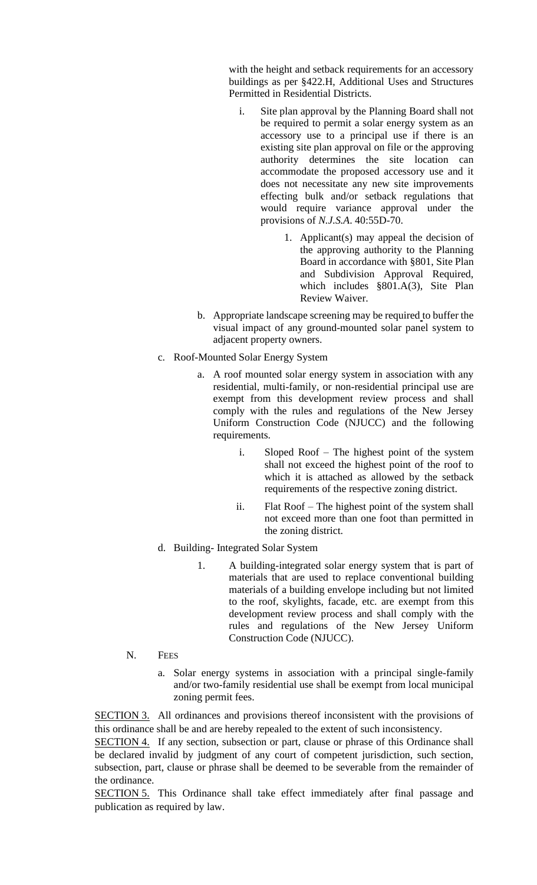with the height and setback requirements for an accessory buildings as per §422.H, Additional Uses and Structures Permitted in Residential Districts.

i. Site plan approval by the Planning Board shall not be required to permit a solar energy system as an accessory use to a principal use if there is an existing site plan approval on file or the approving authority determines the site location can accommodate the proposed accessory use and it does not necessitate any new site improvements effecting bulk and/or setback regulations that would require variance approval under the provisions of *N.J.S.A*. 40:55D-70.

1. Applicant(s) may appeal the decision of the approving authority to the Planning Board in accordance with §801, Site Plan and Subdivision Approval Required, which includes §801.A(3), Site Plan Review Waiver.

b. Appropriate landscape screening may be required to buffer the visual impact of any ground-mounted solar panel system to adjacent property owners.

c. Roof-Mounted Solar Energy System

a. A roof mounted solar energy system in association with any residential, multi-family, or non-residential principal use are exempt from this development review process and shall comply with the rules and regulations of the New Jersey Uniform Construction Code (NJUCC) and the following requirements.

i. Sloped Roof – The highest point of the system shall not exceed the highest point of the roof to which it is attached as allowed by the setback requirements of the respective zoning district.

ii. Flat Roof – The highest point of the system shall not exceed more than one foot than permitted in the zoning district.

d. Building- Integrated Solar System

1. A building-integrated solar energy system that is part of materials that are used to replace conventional building materials of a building envelope including but not limited to the roof, skylights, facade, etc. are exempt from this development review process and shall comply with the rules and regulations of the New Jersey Uniform Construction Code (NJUCC).

N. FEES

a. Solar energy systems in association with a principal single-family and/or two-family residential use shall be exempt from local municipal zoning permit fees.

SECTION 3. All ordinances and provisions thereof inconsistent with the provisions of this ordinance shall be and are hereby repealed to the extent of such inconsistency.

SECTION 4. If any section, subsection or part, clause or phrase of this Ordinance shall be declared invalid by judgment of any court of competent jurisdiction, such section, subsection, part, clause or phrase shall be deemed to be severable from the remainder of the ordinance.

SECTION 5. This Ordinance shall take effect immediately after final passage and publication as required by law.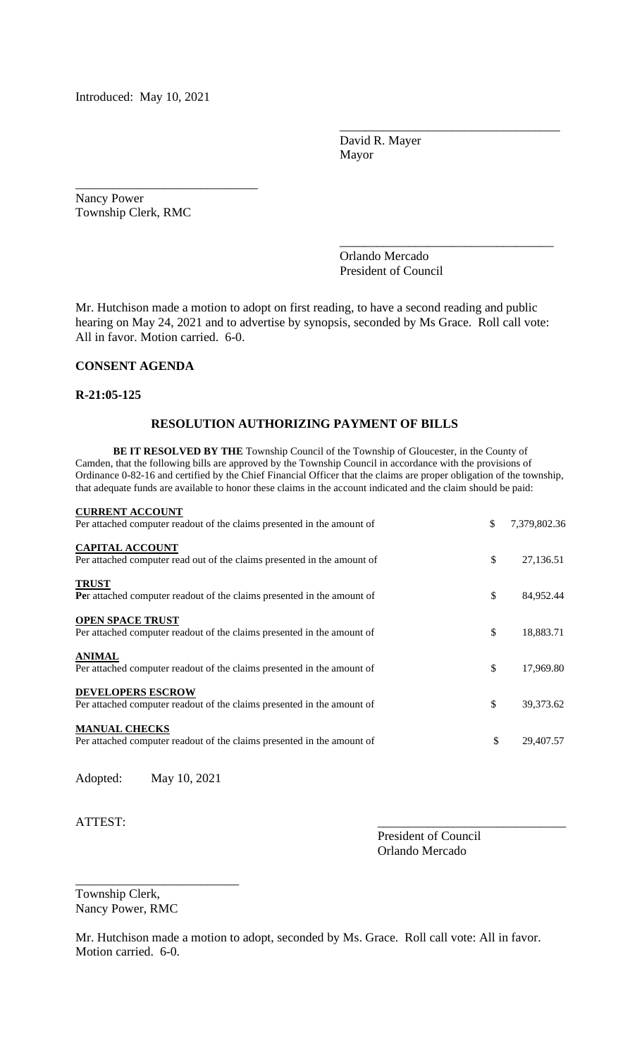Introduced: May 10, 2021

\_\_\_\_\_\_\_\_\_\_\_\_\_\_\_\_\_\_\_\_\_\_\_\_\_\_\_\_\_\_\_\_\_\_\_
David R. Mayer
Mayor

\_\_\_\_\_\_\_\_\_\_\_\_\_\_\_\_\_\_\_\_\_\_\_\_\_\_\_\_\_\_\_
Nancy Power
Township Clerk, RMC

\_\_\_\_\_\_\_\_\_\_\_\_\_\_\_\_\_\_\_\_\_\_\_\_\_\_\_\_\_\_\_\_\_\_\_
Orlando Mercado
President of Council

Mr. Hutchison made a motion to adopt on first reading, to have a second reading and public hearing on May 24, 2021 and to advertise by synopsis, seconded by Ms Grace. Roll call vote: All in favor. Motion carried. 6-0.

**CONSENT AGENDA**

**R-21:05-125**

**RESOLUTION AUTHORIZING PAYMENT OF BILLS**

**BE IT RESOLVED BY THE** Township Council of the Township of Gloucester, in the County of Camden, that the following bills are approved by the Township Council in accordance with the provisions of Ordinance 0-82-16 and certified by the Chief Financial Officer that the claims are proper obligation of the township, that adequate funds are available to honor these claims in the account indicated and the claim should be paid:

| | | |
|---|---|---|
| **CURRENT ACCOUNT**<br>Per attached computer readout of the claims presented in the amount of | $ | 7,379,802.36 |
| **CAPITAL ACCOUNT**<br>Per attached computer read out of the claims presented in the amount of | $ | 27,136.51 |
| **TRUST**<br>**Pe**r attached computer readout of the claims presented in the amount of | $ | 84,952.44 |
| **OPEN SPACE TRUST**<br>Per attached computer readout of the claims presented in the amount of | $ | 18,883.71 |
| **ANIMAL**<br>Per attached computer readout of the claims presented in the amount of | $ | 17,969.80 |
| **DEVELOPERS ESCROW**<br>Per attached computer readout of the claims presented in the amount of | $ | 39,373.62 |
| **MANUAL CHECKS**<br>Per attached computer readout of the claims presented in the amount of | $ | 29,407.57 |

Adopted: May 10, 2021

ATTEST:

\_\_\_\_\_\_\_\_\_\_\_\_\_\_\_\_\_\_\_\_\_\_\_\_\_\_\_\_\_\_
President of Council
Orlando Mercado

\_\_\_\_\_\_\_\_\_\_\_\_\_\_\_\_\_\_\_\_\_\_\_\_\_\_\_
Township Clerk,
Nancy Power, RMC

Mr. Hutchison made a motion to adopt, seconded by Ms. Grace. Roll call vote: All in favor. Motion carried. 6-0.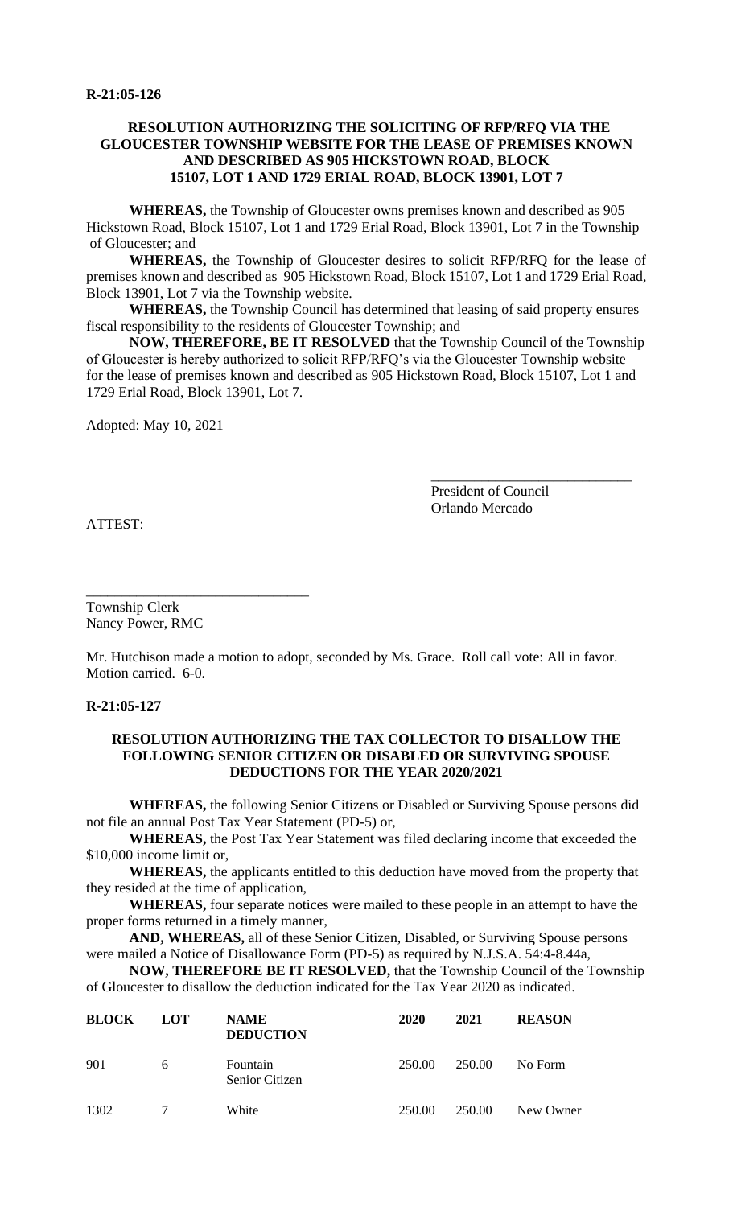**R-21:05-126**

### RESOLUTION AUTHORIZING THE SOLICITING OF RFP/RFQ VIA THE GLOUCESTER TOWNSHIP WEBSITE FOR THE LEASE OF PREMISES KNOWN AND DESCRIBED AS 905 HICKSTOWN ROAD, BLOCK 15107, LOT 1 AND 1729 ERIAL ROAD, BLOCK 13901, LOT 7

**WHEREAS,** the Township of Gloucester owns premises known and described as 905 Hickstown Road, Block 15107, Lot 1 and 1729 Erial Road, Block 13901, Lot 7 in the Township of Gloucester; and

**WHEREAS,** the Township of Gloucester desires to solicit RFP/RFQ for the lease of premises known and described as 905 Hickstown Road, Block 15107, Lot 1 and 1729 Erial Road, Block 13901, Lot 7 via the Township website.

**WHEREAS,** the Township Council has determined that leasing of said property ensures fiscal responsibility to the residents of Gloucester Township; and

**NOW, THEREFORE, BE IT RESOLVED** that the Township Council of the Township of Gloucester is hereby authorized to solicit RFP/RFQ's via the Gloucester Township website for the lease of premises known and described as 905 Hickstown Road, Block 15107, Lot 1 and 1729 Erial Road, Block 13901, Lot 7.

Adopted: May 10, 2021

\_\_\_\_\_\_\_\_\_\_\_\_\_\_\_\_\_\_\_\_\_\_\_\_\_\_\_\_
President of Council
Orlando Mercado

ATTEST:

\_\_\_\_\_\_\_\_\_\_\_\_\_\_\_\_\_\_\_\_\_\_\_\_\_\_\_\_
Township Clerk
Nancy Power, RMC

Mr. Hutchison made a motion to adopt, seconded by Ms. Grace. Roll call vote: All in favor. Motion carried. 6-0.

**R-21:05-127**

### RESOLUTION AUTHORIZING THE TAX COLLECTOR TO DISALLOW THE FOLLOWING SENIOR CITIZEN OR DISABLED OR SURVIVING SPOUSE DEDUCTIONS FOR THE YEAR 2020/2021

**WHEREAS,** the following Senior Citizens or Disabled or Surviving Spouse persons did not file an annual Post Tax Year Statement (PD-5) or,

**WHEREAS,** the Post Tax Year Statement was filed declaring income that exceeded the $10,000 income limit or,

**WHEREAS,** the applicants entitled to this deduction have moved from the property that they resided at the time of application,

**WHEREAS,** four separate notices were mailed to these people in an attempt to have the proper forms returned in a timely manner,

**AND, WHEREAS,** all of these Senior Citizen, Disabled, or Surviving Spouse persons were mailed a Notice of Disallowance Form (PD-5) as required by N.J.S.A. 54:4-8.44a,

**NOW, THEREFORE BE IT RESOLVED,** that the Township Council of the Township of Gloucester to disallow the deduction indicated for the Tax Year 2020 as indicated.

| BLOCK | LOT | NAME DEDUCTION | 2020 | 2021 | REASON |
|---|---|---|---|---|---|
| 901 | 6 | Fountain Senior Citizen | 250.00 | 250.00 | No Form |
| 1302 | 7 | White | 250.00 | 250.00 | New Owner |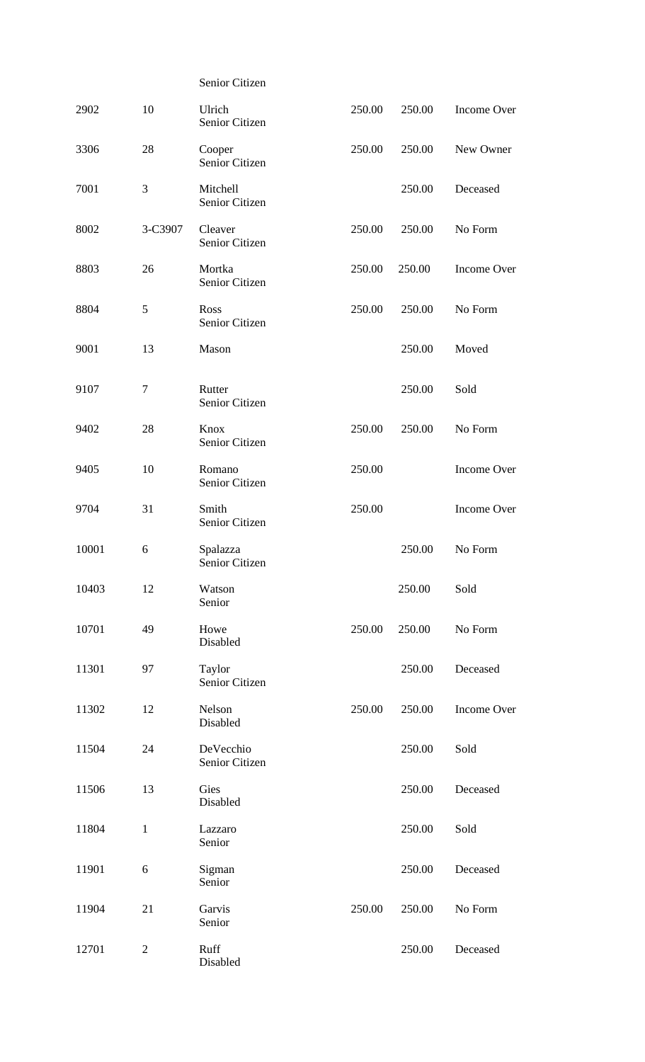| | | | | | |
|---|---|---|---|---|---|
| | | Senior Citizen | | | |
| 2902 | 10 | Ulrich Senior Citizen | 250.00 | 250.00 | Income Over |
| 3306 | 28 | Cooper Senior Citizen | 250.00 | 250.00 | New Owner |
| 7001 | 3 | Mitchell Senior Citizen | | 250.00 | Deceased |
| 8002 | 3-C3907 | Cleaver Senior Citizen | 250.00 | 250.00 | No Form |
| 8803 | 26 | Mortka Senior Citizen | 250.00 | 250.00 | Income Over |
| 8804 | 5 | Ross Senior Citizen | 250.00 | 250.00 | No Form |
| 9001 | 13 | Mason | | 250.00 | Moved |
| 9107 | 7 | Rutter Senior Citizen | | 250.00 | Sold |
| 9402 | 28 | Knox Senior Citizen | 250.00 | 250.00 | No Form |
| 9405 | 10 | Romano Senior Citizen | 250.00 | | Income Over |
| 9704 | 31 | Smith Senior Citizen | 250.00 | | Income Over |
| 10001 | 6 | Spalazza Senior Citizen | | 250.00 | No Form |
| 10403 | 12 | Watson Senior | | 250.00 | Sold |
| 10701 | 49 | Howe Disabled | 250.00 | 250.00 | No Form |
| 11301 | 97 | Taylor Senior Citizen | | 250.00 | Deceased |
| 11302 | 12 | Nelson Disabled | 250.00 | 250.00 | Income Over |
| 11504 | 24 | DeVecchio Senior Citizen | | 250.00 | Sold |
| 11506 | 13 | Gies Disabled | | 250.00 | Deceased |
| 11804 | 1 | Lazzaro Senior | | 250.00 | Sold |
| 11901 | 6 | Sigman Senior | | 250.00 | Deceased |
| 11904 | 21 | Garvis Senior | 250.00 | 250.00 | No Form |
| 12701 | 2 | Ruff Disabled | | 250.00 | Deceased |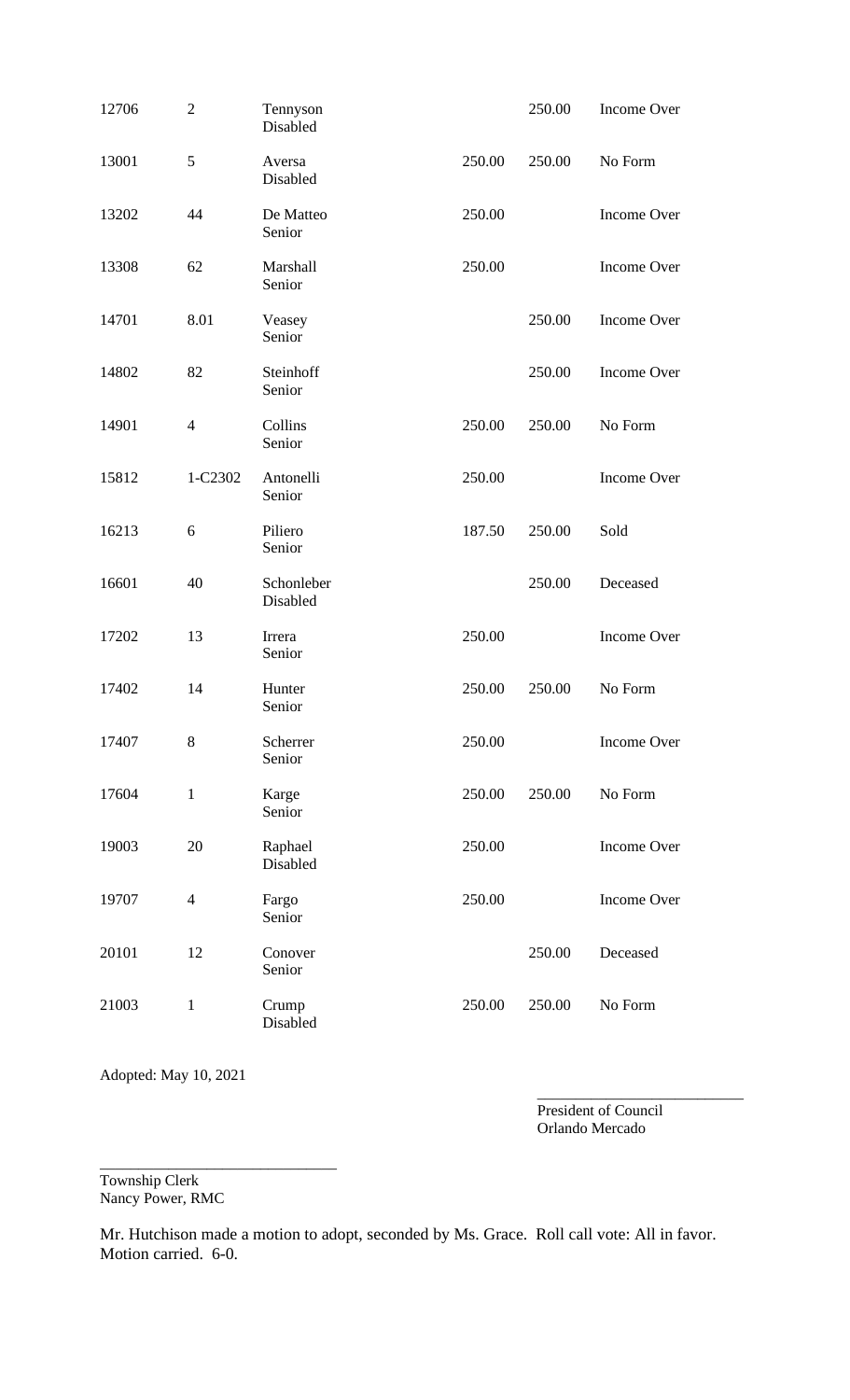| | | | | | |
|---|---|---|---|---|---|
| 12706 | 2 | Tennyson Disabled | | 250.00 | Income Over |
| 13001 | 5 | Aversa Disabled | 250.00 | 250.00 | No Form |
| 13202 | 44 | De Matteo Senior | 250.00 | | Income Over |
| 13308 | 62 | Marshall Senior | 250.00 | | Income Over |
| 14701 | 8.01 | Veasey Senior | | 250.00 | Income Over |
| 14802 | 82 | Steinhoff Senior | | 250.00 | Income Over |
| 14901 | 4 | Collins Senior | 250.00 | 250.00 | No Form |
| 15812 | 1-C2302 | Antonelli Senior | 250.00 | | Income Over |
| 16213 | 6 | Piliero Senior | 187.50 | 250.00 | Sold |
| 16601 | 40 | Schonleber Disabled | | 250.00 | Deceased |
| 17202 | 13 | Irrera Senior | 250.00 | | Income Over |
| 17402 | 14 | Hunter Senior | 250.00 | 250.00 | No Form |
| 17407 | 8 | Scherrer Senior | 250.00 | | Income Over |
| 17604 | 1 | Karge Senior | 250.00 | 250.00 | No Form |
| 19003 | 20 | Raphael Disabled | 250.00 | | Income Over |
| 19707 | 4 | Fargo Senior | 250.00 | | Income Over |
| 20101 | 12 | Conover Senior | | 250.00 | Deceased |
| 21003 | 1 | Crump Disabled | 250.00 | 250.00 | No Form |

Adopted: May 10, 2021

\_\_\_\_\_\_\_\_\_\_\_\_\_\_\_\_\_\_\_\_\_\_\_\_\_\_\_\_
President of Council
Orlando Mercado

\_\_\_\_\_\_\_\_\_\_\_\_\_\_\_\_\_\_\_\_\_\_\_\_\_\_\_\_\_\_
Township Clerk
Nancy Power, RMC

Mr. Hutchison made a motion to adopt, seconded by Ms. Grace. Roll call vote: All in favor. Motion carried. 6-0.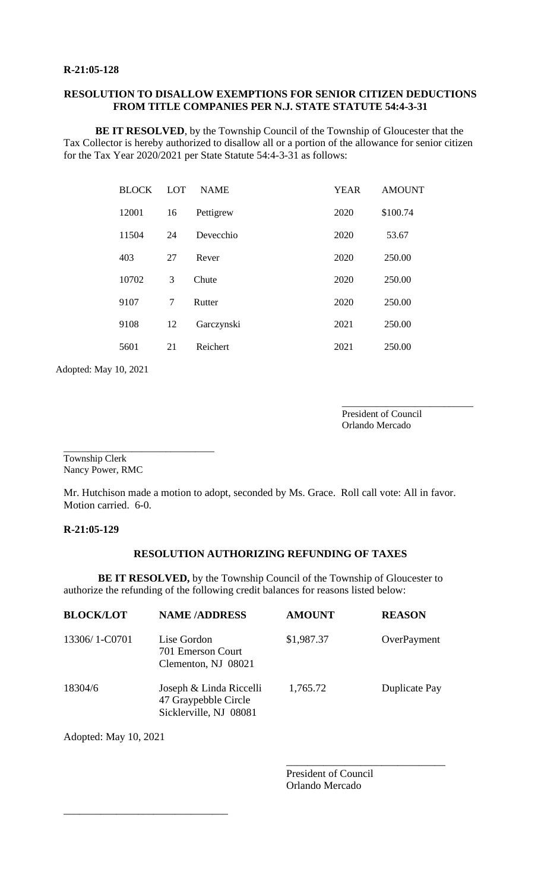**R-21:05-128**

**RESOLUTION TO DISALLOW EXEMPTIONS FOR SENIOR CITIZEN DEDUCTIONS FROM TITLE COMPANIES PER N.J. STATE STATUTE 54:4-3-31**

**BE IT RESOLVED**, by the Township Council of the Township of Gloucester that the Tax Collector is hereby authorized to disallow all or a portion of the allowance for senior citizen for the Tax Year 2020/2021 per State Statute 54:4-3-31 as follows:

| BLOCK | LOT | NAME | YEAR | AMOUNT |
|---|---|---|---|---|
| 12001 | 16 | Pettigrew | 2020 | $100.74 |
| 11504 | 24 | Devecchio | 2020 | 53.67 |
| 403 | 27 | Rever | 2020 | 250.00 |
| 10702 | 3 | Chute | 2020 | 250.00 |
| 9107 | 7 | Rutter | 2020 | 250.00 |
| 9108 | 12 | Garczynski | 2021 | 250.00 |
| 5601 | 21 | Reichert | 2021 | 250.00 |

Adopted: May 10, 2021

\_\_\_\_\_\_\_\_\_\_\_\_\_\_\_\_\_\_\_\_\_\_\_\_\_\_
President of Council
Orlando Mercado

\_\_\_\_\_\_\_\_\_\_\_\_\_\_\_\_\_\_\_\_\_\_\_\_\_\_\_\_\_\_
Township Clerk
Nancy Power, RMC

Mr. Hutchison made a motion to adopt, seconded by Ms. Grace. Roll call vote: All in favor. Motion carried. 6-0.

**R-21:05-129**

**RESOLUTION AUTHORIZING REFUNDING OF TAXES**

**BE IT RESOLVED,** by the Township Council of the Township of Gloucester to authorize the refunding of the following credit balances for reasons listed below:

| BLOCK/LOT | NAME /ADDRESS | AMOUNT | REASON |
|---|---|---|---|
| 13306/ 1-C0701 | Lise Gordon<br>701 Emerson Court<br>Clementon, NJ 08021 | $1,987.37 | OverPayment |
| 18304/6 | Joseph & Linda Riccelli<br>47 Graypebble Circle<br>Sicklerville, NJ 08081 | 1,765.72 | Duplicate Pay |

Adopted: May 10, 2021

\_\_\_\_\_\_\_\_\_\_\_\_\_\_\_\_\_\_\_\_\_\_\_\_\_\_\_\_\_\_
President of Council
Orlando Mercado

\_\_\_\_\_\_\_\_\_\_\_\_\_\_\_\_\_\_\_\_\_\_\_\_\_\_\_\_\_\_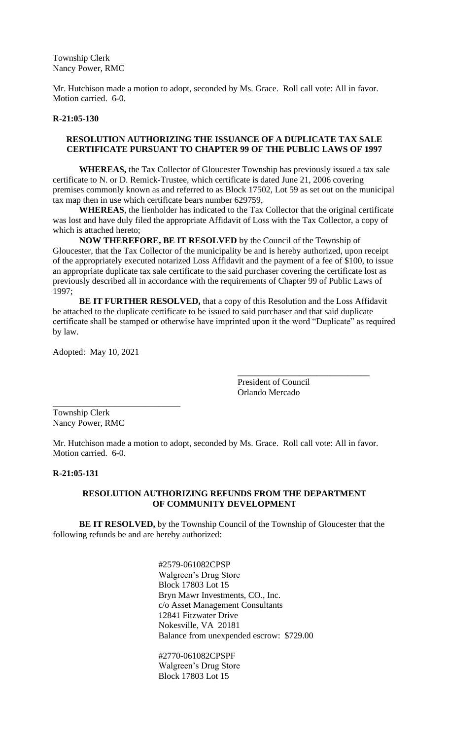Township Clerk
Nancy Power, RMC

Mr. Hutchison made a motion to adopt, seconded by Ms. Grace. Roll call vote: All in favor. Motion carried. 6-0.

**R-21:05-130**

**RESOLUTION AUTHORIZING THE ISSUANCE OF A DUPLICATE TAX SALE CERTIFICATE PURSUANT TO CHAPTER 99 OF THE PUBLIC LAWS OF 1997**

**WHEREAS,** the Tax Collector of Gloucester Township has previously issued a tax sale certificate to N. or D. Remick-Trustee, which certificate is dated June 21, 2006 covering premises commonly known as and referred to as Block 17502, Lot 59 as set out on the municipal tax map then in use which certificate bears number 629759,

**WHEREAS**, the lienholder has indicated to the Tax Collector that the original certificate was lost and have duly filed the appropriate Affidavit of Loss with the Tax Collector, a copy of which is attached hereto;

**NOW THEREFORE, BE IT RESOLVED** by the Council of the Township of Gloucester, that the Tax Collector of the municipality be and is hereby authorized, upon receipt of the appropriately executed notarized Loss Affidavit and the payment of a fee of $100, to issue an appropriate duplicate tax sale certificate to the said purchaser covering the certificate lost as previously described all in accordance with the requirements of Chapter 99 of Public Laws of 1997;

**BE IT FURTHER RESOLVED,** that a copy of this Resolution and the Loss Affidavit be attached to the duplicate certificate to be issued to said purchaser and that said duplicate certificate shall be stamped or otherwise have imprinted upon it the word "Duplicate" as required by law.

Adopted: May 10, 2021

_______________________________
President of Council
Orlando Mercado

_______________________________
Township Clerk
Nancy Power, RMC

Mr. Hutchison made a motion to adopt, seconded by Ms. Grace. Roll call vote: All in favor. Motion carried. 6-0.

**R-21:05-131**

**RESOLUTION AUTHORIZING REFUNDS FROM THE DEPARTMENT OF COMMUNITY DEVELOPMENT**

**BE IT RESOLVED,** by the Township Council of the Township of Gloucester that the following refunds be and are hereby authorized:

#2579-061082CPSP
Walgreen's Drug Store
Block 17803 Lot 15
Bryn Mawr Investments, CO., Inc.
c/o Asset Management Consultants
12841 Fitzwater Drive
Nokesville, VA 20181
Balance from unexpended escrow: $729.00

#2770-061082CPSPF
Walgreen's Drug Store
Block 17803 Lot 15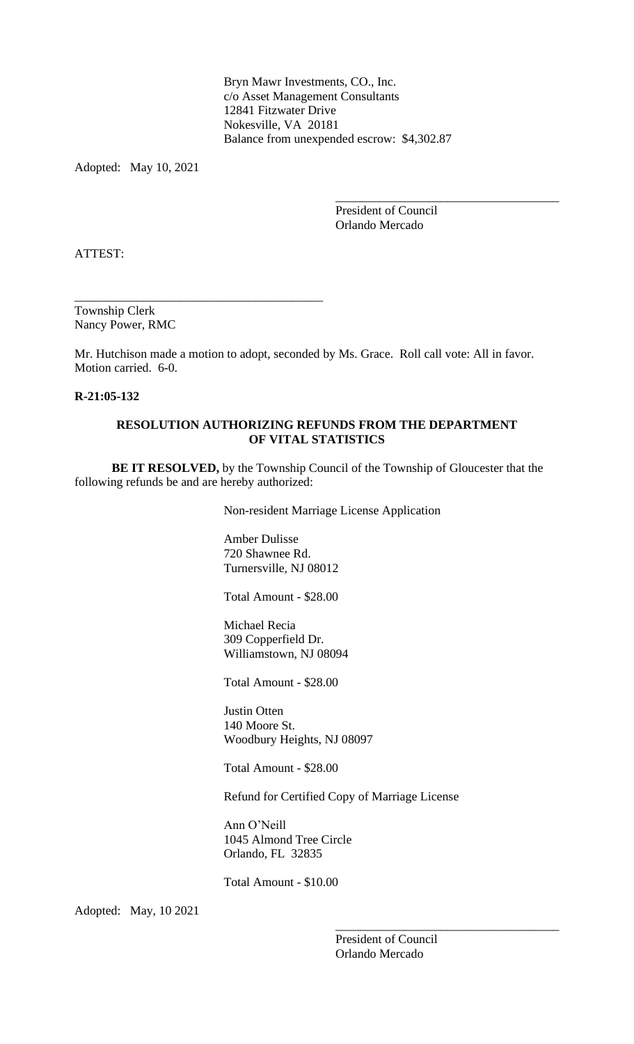Bryn Mawr Investments, CO., Inc.
c/o Asset Management Consultants
12841 Fitzwater Drive
Nokesville, VA 20181
Balance from unexpended escrow: $4,302.87

Adopted: May 10, 2021

\_\_\_\_\_\_\_\_\_\_\_\_\_\_\_\_\_\_\_\_\_\_\_\_\_\_\_\_\_\_\_\_\_\_\_\_
President of Council
Orlando Mercado

ATTEST:

\_\_\_\_\_\_\_\_\_\_\_\_\_\_\_\_\_\_\_\_\_\_\_\_\_\_\_\_\_\_\_\_\_\_\_\_\_\_\_\_
Township Clerk
Nancy Power, RMC

Mr. Hutchison made a motion to adopt, seconded by Ms. Grace. Roll call vote: All in favor. Motion carried. 6-0.

**R-21:05-132**

**RESOLUTION AUTHORIZING REFUNDS FROM THE DEPARTMENT OF VITAL STATISTICS**

**BE IT RESOLVED,** by the Township Council of the Township of Gloucester that the following refunds be and are hereby authorized:

Non-resident Marriage License Application

Amber Dulisse
720 Shawnee Rd.
Turnersville, NJ 08012

Total Amount - $28.00

Michael Recia
309 Copperfield Dr.
Williamstown, NJ 08094

Total Amount - $28.00

Justin Otten
140 Moore St.
Woodbury Heights, NJ 08097

Total Amount - $28.00

Refund for Certified Copy of Marriage License

Ann O'Neill
1045 Almond Tree Circle
Orlando, FL 32835

Total Amount - $10.00

Adopted: May, 10 2021

\_\_\_\_\_\_\_\_\_\_\_\_\_\_\_\_\_\_\_\_\_\_\_\_\_\_\_\_\_\_\_\_\_\_\_\_
President of Council
Orlando Mercado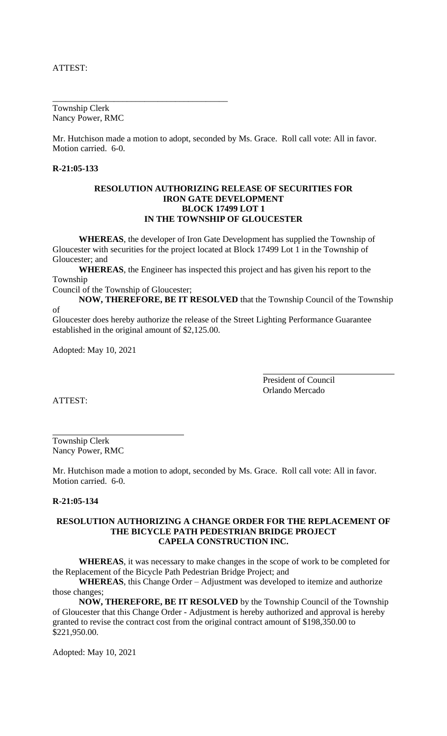ATTEST:

\_\_\_\_\_\_\_\_\_\_\_\_\_\_\_\_\_\_\_\_\_\_\_\_\_\_\_\_\_\_\_\_\_\_\_\_\_\_\_\_

Township Clerk
Nancy Power, RMC

Mr. Hutchison made a motion to adopt, seconded by Ms. Grace. Roll call vote: All in favor. Motion carried. 6-0.

**R-21:05-133**

**RESOLUTION AUTHORIZING RELEASE OF SECURITIES FOR IRON GATE DEVELOPMENT BLOCK 17499 LOT 1 IN THE TOWNSHIP OF GLOUCESTER**

**WHEREAS**, the developer of Iron Gate Development has supplied the Township of Gloucester with securities for the project located at Block 17499 Lot 1 in the Township of Gloucester; and

**WHEREAS**, the Engineer has inspected this project and has given his report to the Township Council of the Township of Gloucester;

**NOW, THEREFORE, BE IT RESOLVED** that the Township Council of the Township of Gloucester does hereby authorize the release of the Street Lighting Performance Guarantee established in the original amount of $2,125.00.

Adopted: May 10, 2021

\_\_\_\_\_\_\_\_\_\_\_\_\_\_\_\_\_\_\_\_\_\_\_\_\_\_\_\_\_\_

President of Council
Orlando Mercado

ATTEST:

\_\_\_\_\_\_\_\_\_\_\_\_\_\_\_\_\_\_\_\_\_\_\_\_\_\_\_\_\_\_

Township Clerk
Nancy Power, RMC

Mr. Hutchison made a motion to adopt, seconded by Ms. Grace. Roll call vote: All in favor. Motion carried. 6-0.

**R-21:05-134**

**RESOLUTION AUTHORIZING A CHANGE ORDER FOR THE REPLACEMENT OF THE BICYCLE PATH PEDESTRIAN BRIDGE PROJECT CAPELA CONSTRUCTION INC.**

**WHEREAS**, it was necessary to make changes in the scope of work to be completed for the Replacement of the Bicycle Path Pedestrian Bridge Project; and

**WHEREAS**, this Change Order – Adjustment was developed to itemize and authorize those changes;

**NOW, THEREFORE, BE IT RESOLVED** by the Township Council of the Township of Gloucester that this Change Order - Adjustment is hereby authorized and approval is hereby granted to revise the contract cost from the original contract amount of $198,350.00 to $221,950.00.

Adopted: May 10, 2021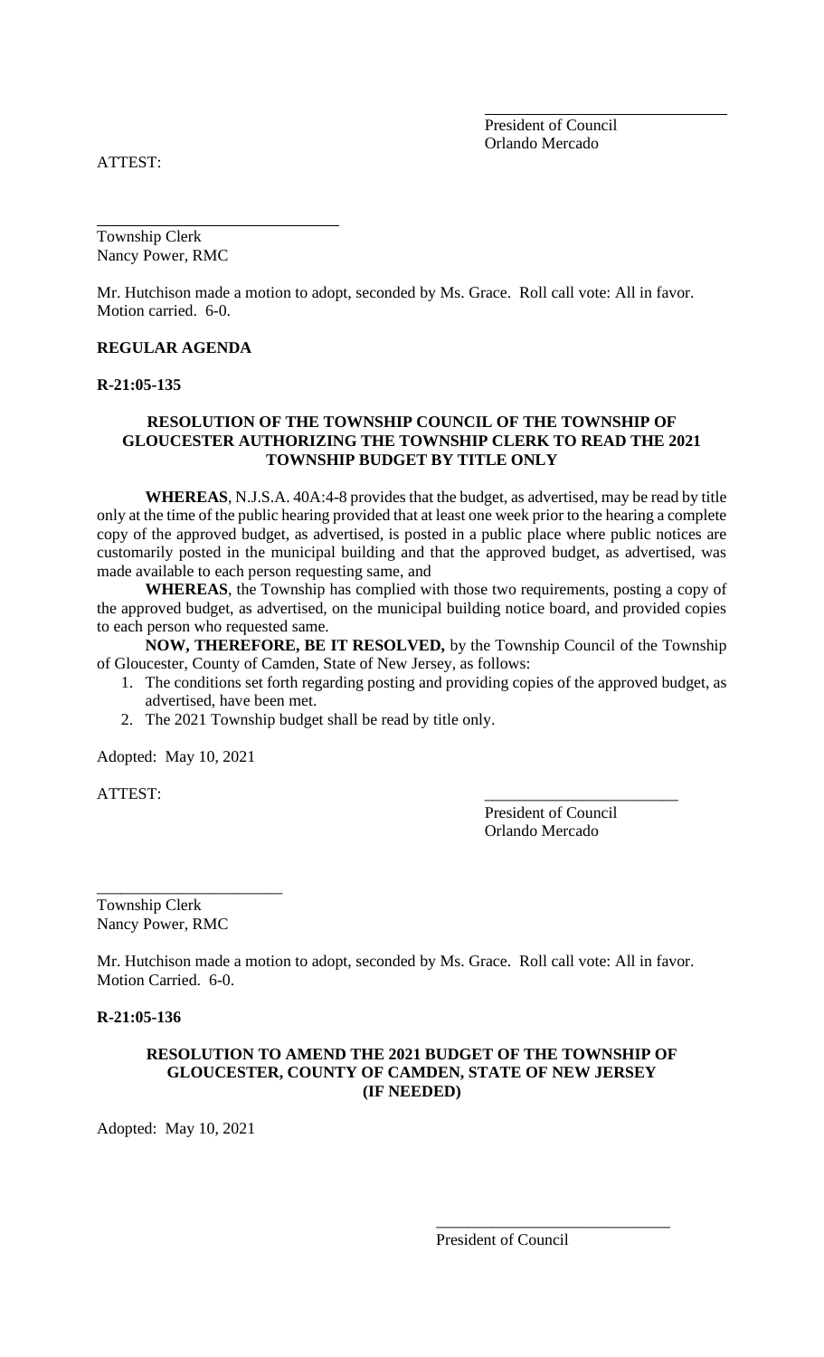President of Council
Orlando Mercado

ATTEST:

Township Clerk
Nancy Power, RMC

Mr. Hutchison made a motion to adopt, seconded by Ms. Grace. Roll call vote: All in favor. Motion carried. 6-0.

**REGULAR AGENDA**

**R-21:05-135**

**RESOLUTION OF THE TOWNSHIP COUNCIL OF THE TOWNSHIP OF GLOUCESTER AUTHORIZING THE TOWNSHIP CLERK TO READ THE 2021 TOWNSHIP BUDGET BY TITLE ONLY**

**WHEREAS**, N.J.S.A. 40A:4-8 provides that the budget, as advertised, may be read by title only at the time of the public hearing provided that at least one week prior to the hearing a complete copy of the approved budget, as advertised, is posted in a public place where public notices are customarily posted in the municipal building and that the approved budget, as advertised, was made available to each person requesting same, and

**WHEREAS**, the Township has complied with those two requirements, posting a copy of the approved budget, as advertised, on the municipal building notice board, and provided copies to each person who requested same.

**NOW, THEREFORE, BE IT RESOLVED,** by the Township Council of the Township of Gloucester, County of Camden, State of New Jersey, as follows:

1. The conditions set forth regarding posting and providing copies of the approved budget, as advertised, have been met.
2. The 2021 Township budget shall be read by title only.

Adopted: May 10, 2021

ATTEST:

President of Council
Orlando Mercado

Township Clerk
Nancy Power, RMC

Mr. Hutchison made a motion to adopt, seconded by Ms. Grace. Roll call vote: All in favor. Motion Carried. 6-0.

**R-21:05-136**

**RESOLUTION TO AMEND THE 2021 BUDGET OF THE TOWNSHIP OF GLOUCESTER, COUNTY OF CAMDEN, STATE OF NEW JERSEY (IF NEEDED)**

Adopted: May 10, 2021

President of Council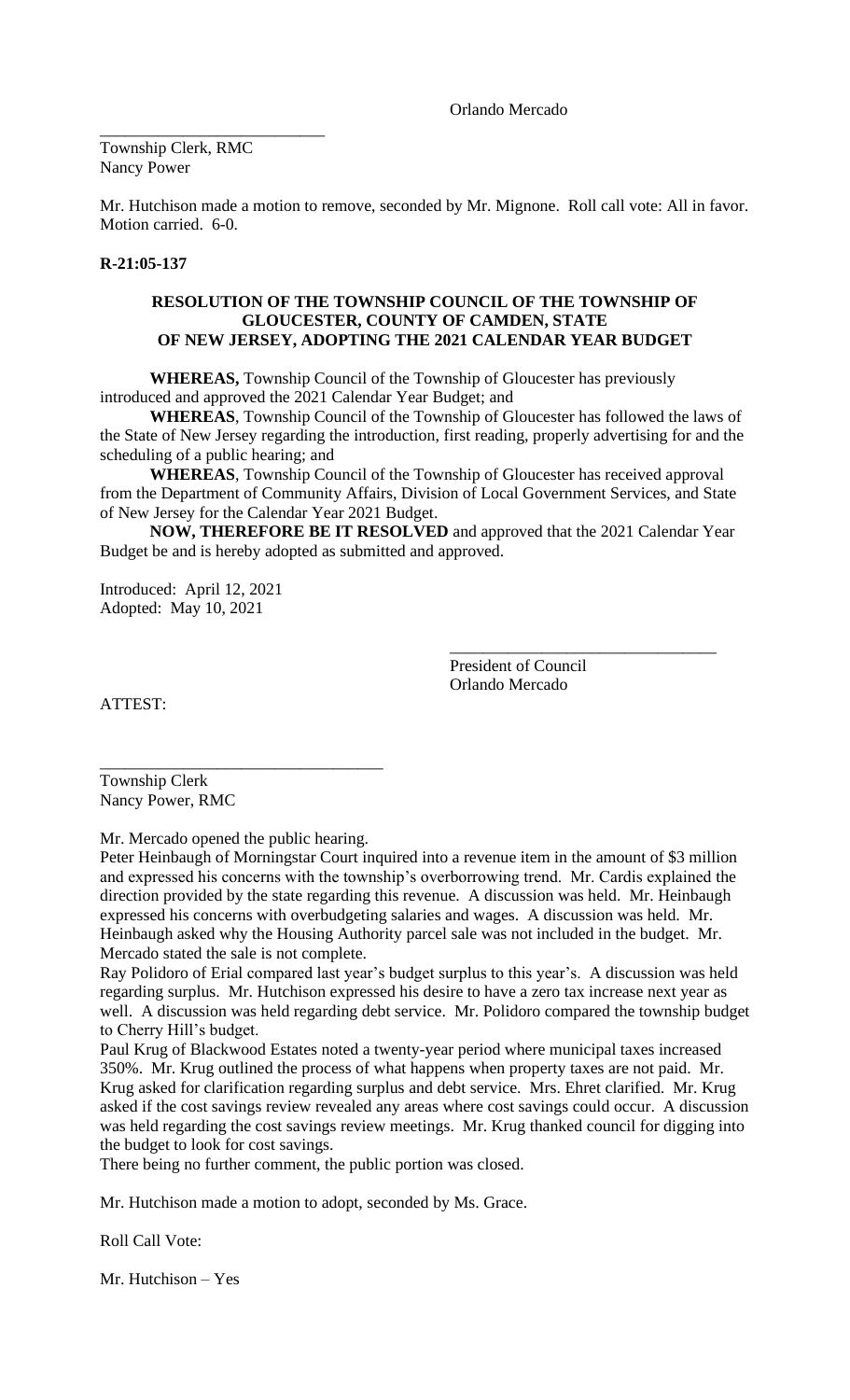Orlando Mercado

\_\_\_\_\_\_\_\_\_\_\_\_\_\_\_\_\_\_\_\_\_\_\_\_\_\_\_

Township Clerk, RMC
Nancy Power

Mr. Hutchison made a motion to remove, seconded by Mr. Mignone. Roll call vote: All in favor. Motion carried. 6-0.

**R-21:05-137**

**RESOLUTION OF THE TOWNSHIP COUNCIL OF THE TOWNSHIP OF GLOUCESTER, COUNTY OF CAMDEN, STATE OF NEW JERSEY, ADOPTING THE 2021 CALENDAR YEAR BUDGET**

**WHEREAS,** Township Council of the Township of Gloucester has previously introduced and approved the 2021 Calendar Year Budget; and

**WHEREAS**, Township Council of the Township of Gloucester has followed the laws of the State of New Jersey regarding the introduction, first reading, properly advertising for and the scheduling of a public hearing; and

**WHEREAS**, Township Council of the Township of Gloucester has received approval from the Department of Community Affairs, Division of Local Government Services, and State of New Jersey for the Calendar Year 2021 Budget.

**NOW, THEREFORE BE IT RESOLVED** and approved that the 2021 Calendar Year Budget be and is hereby adopted as submitted and approved.

Introduced: April 12, 2021
Adopted: May 10, 2021

\_\_\_\_\_\_\_\_\_\_\_\_\_\_\_\_\_\_\_\_\_\_\_\_\_\_\_\_\_\_\_\_

President of Council
Orlando Mercado

ATTEST:

\_\_\_\_\_\_\_\_\_\_\_\_\_\_\_\_\_\_\_\_\_\_\_\_\_\_\_\_\_\_\_\_\_\_

Township Clerk
Nancy Power, RMC

Mr. Mercado opened the public hearing.

Peter Heinbaugh of Morningstar Court inquired into a revenue item in the amount of $3 million and expressed his concerns with the township's overborrowing trend. Mr. Cardis explained the direction provided by the state regarding this revenue. A discussion was held. Mr. Heinbaugh expressed his concerns with overbudgeting salaries and wages. A discussion was held. Mr. Heinbaugh asked why the Housing Authority parcel sale was not included in the budget. Mr. Mercado stated the sale is not complete.

Ray Polidoro of Erial compared last year's budget surplus to this year's. A discussion was held regarding surplus. Mr. Hutchison expressed his desire to have a zero tax increase next year as well. A discussion was held regarding debt service. Mr. Polidoro compared the township budget to Cherry Hill's budget.

Paul Krug of Blackwood Estates noted a twenty-year period where municipal taxes increased 350%. Mr. Krug outlined the process of what happens when property taxes are not paid. Mr. Krug asked for clarification regarding surplus and debt service. Mrs. Ehret clarified. Mr. Krug asked if the cost savings review revealed any areas where cost savings could occur. A discussion was held regarding the cost savings review meetings. Mr. Krug thanked council for digging into the budget to look for cost savings.

There being no further comment, the public portion was closed.

Mr. Hutchison made a motion to adopt, seconded by Ms. Grace.

Roll Call Vote:

Mr. Hutchison – Yes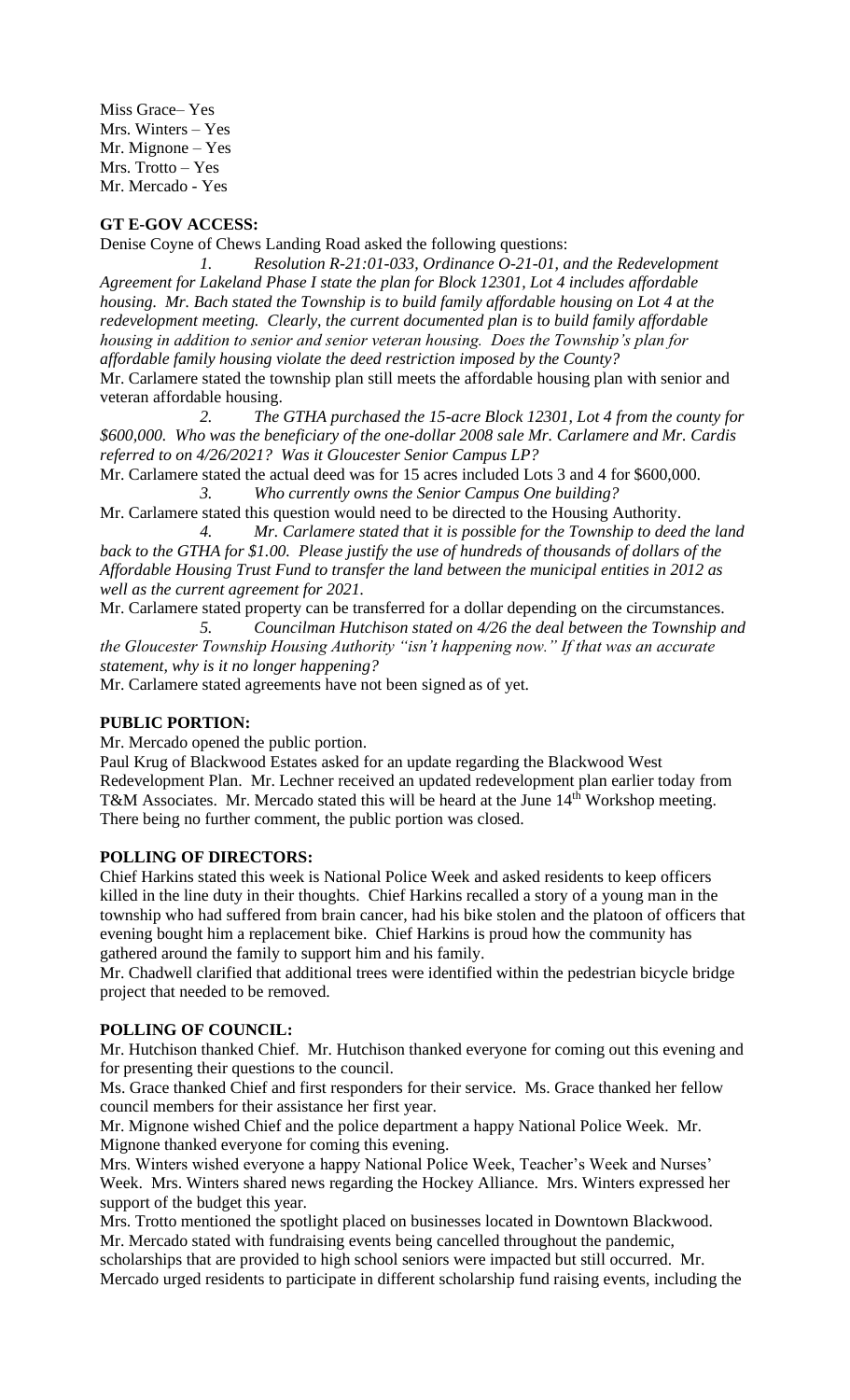Miss Grace– Yes
Mrs. Winters – Yes
Mr. Mignone – Yes
Mrs. Trotto – Yes
Mr. Mercado - Yes

**GT E-GOV ACCESS:**

Denise Coyne of Chews Landing Road asked the following questions:

*1. Resolution R-21:01-033, Ordinance O-21-01, and the Redevelopment Agreement for Lakeland Phase I state the plan for Block 12301, Lot 4 includes affordable housing. Mr. Bach stated the Township is to build family affordable housing on Lot 4 at the redevelopment meeting. Clearly, the current documented plan is to build family affordable housing in addition to senior and senior veteran housing. Does the Township's plan for affordable family housing violate the deed restriction imposed by the County?*

Mr. Carlamere stated the township plan still meets the affordable housing plan with senior and veteran affordable housing.

*2. The GTHA purchased the 15-acre Block 12301, Lot 4 from the county for $600,000. Who was the beneficiary of the one-dollar 2008 sale Mr. Carlamere and Mr. Cardis referred to on 4/26/2021? Was it Gloucester Senior Campus LP?*

Mr. Carlamere stated the actual deed was for 15 acres included Lots 3 and 4 for $600,000.

*3. Who currently owns the Senior Campus One building?*

Mr. Carlamere stated this question would need to be directed to the Housing Authority.

*4. Mr. Carlamere stated that it is possible for the Township to deed the land back to the GTHA for $1.00. Please justify the use of hundreds of thousands of dollars of the Affordable Housing Trust Fund to transfer the land between the municipal entities in 2012 as well as the current agreement for 2021.*

Mr. Carlamere stated property can be transferred for a dollar depending on the circumstances.

*5. Councilman Hutchison stated on 4/26 the deal between the Township and the Gloucester Township Housing Authority "isn't happening now." If that was an accurate statement, why is it no longer happening?*

Mr. Carlamere stated agreements have not been signed as of yet.

**PUBLIC PORTION:**

Mr. Mercado opened the public portion.

Paul Krug of Blackwood Estates asked for an update regarding the Blackwood West Redevelopment Plan. Mr. Lechner received an updated redevelopment plan earlier today from T&M Associates. Mr. Mercado stated this will be heard at the June 14th Workshop meeting.

There being no further comment, the public portion was closed.

**POLLING OF DIRECTORS:**

Chief Harkins stated this week is National Police Week and asked residents to keep officers killed in the line duty in their thoughts. Chief Harkins recalled a story of a young man in the township who had suffered from brain cancer, had his bike stolen and the platoon of officers that evening bought him a replacement bike. Chief Harkins is proud how the community has gathered around the family to support him and his family.

Mr. Chadwell clarified that additional trees were identified within the pedestrian bicycle bridge project that needed to be removed.

**POLLING OF COUNCIL:**

Mr. Hutchison thanked Chief. Mr. Hutchison thanked everyone for coming out this evening and for presenting their questions to the council.

Ms. Grace thanked Chief and first responders for their service. Ms. Grace thanked her fellow council members for their assistance her first year.

Mr. Mignone wished Chief and the police department a happy National Police Week. Mr. Mignone thanked everyone for coming this evening.

Mrs. Winters wished everyone a happy National Police Week, Teacher's Week and Nurses' Week. Mrs. Winters shared news regarding the Hockey Alliance. Mrs. Winters expressed her support of the budget this year.

Mrs. Trotto mentioned the spotlight placed on businesses located in Downtown Blackwood.

Mr. Mercado stated with fundraising events being cancelled throughout the pandemic, scholarships that are provided to high school seniors were impacted but still occurred. Mr. Mercado urged residents to participate in different scholarship fund raising events, including the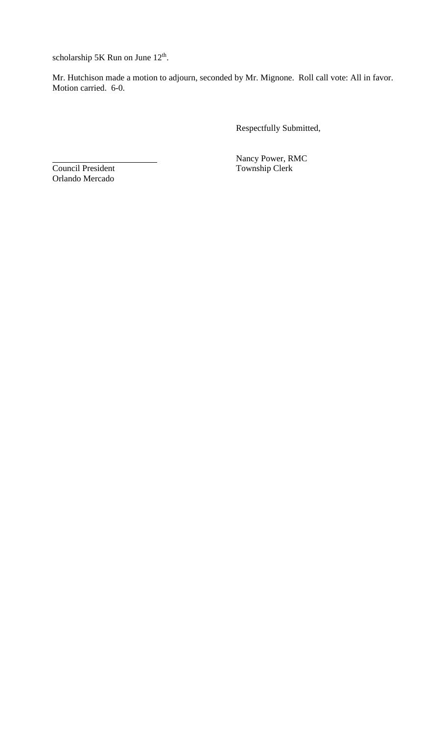scholarship 5K Run on June 12th.

Mr. Hutchison made a motion to adjourn, seconded by Mr. Mignone. Roll call vote: All in favor. Motion carried. 6-0.

Respectfully Submitted,

Nancy Power, RMC
Township Clerk

Council President
Orlando Mercado